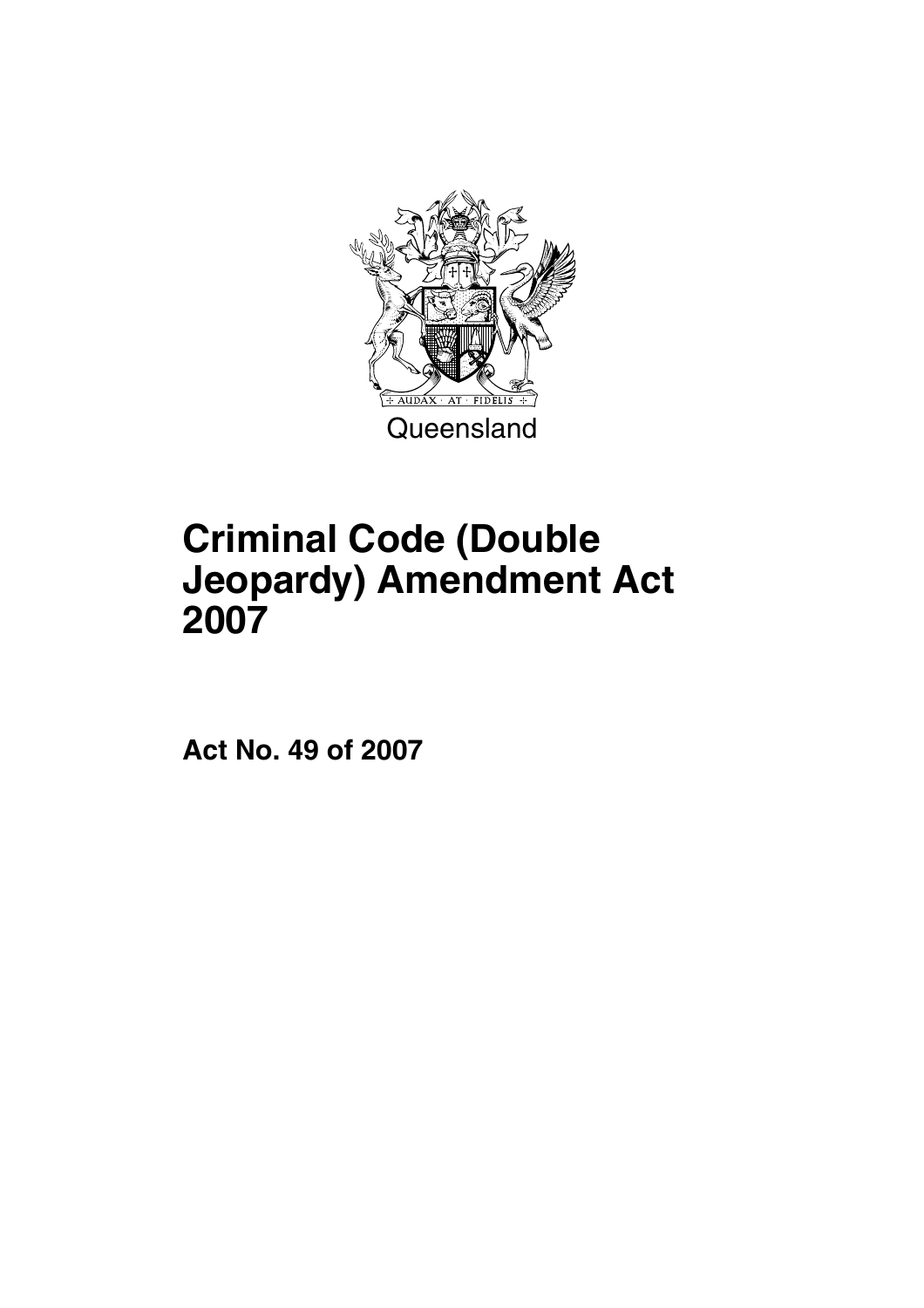Queensland

# Criminal Code (Double Jeopardy) Amendment Act 2007

**Act No. 49 of 2007**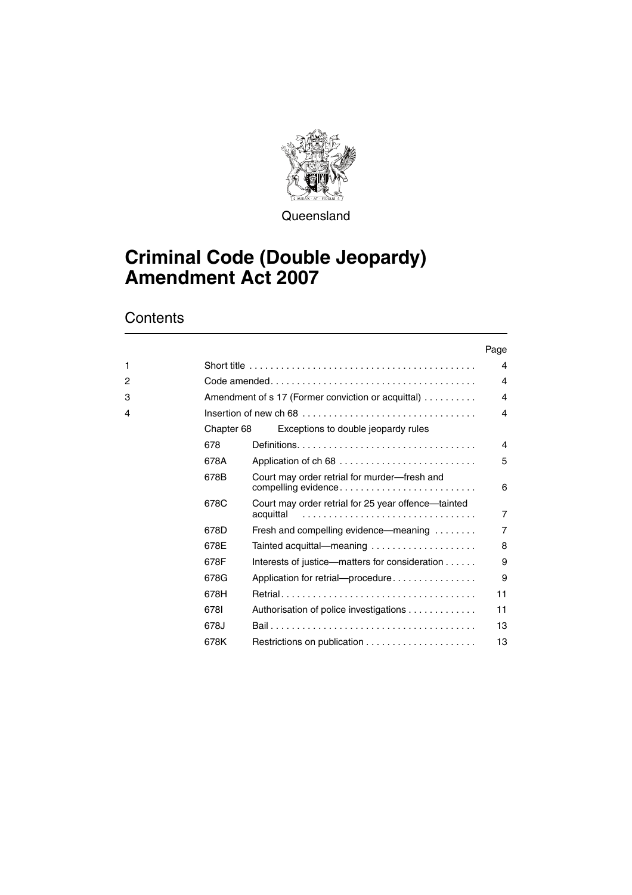Queensland

# Criminal Code (Double Jeopardy) Amendment Act 2007

## Contents

| | | | Page |
|---|---|---|---|
| 1 | Short title | | 4 |
| 2 | Code amended | | 4 |
| 3 | Amendment of s 17 (Former conviction or acquittal) | | 4 |
| 4 | Insertion of new ch 68 | | 4 |
| | Chapter 68 | Exceptions to double jeopardy rules | |
| | 678 | Definitions | 4 |
| | 678A | Application of ch 68 | 5 |
| | 678B | Court may order retrial for murder—fresh and compelling evidence | 6 |
| | 678C | Court may order retrial for 25 year offence—tainted acquittal | 7 |
| | 678D | Fresh and compelling evidence—meaning | 7 |
| | 678E | Tainted acquittal—meaning | 8 |
| | 678F | Interests of justice—matters for consideration | 9 |
| | 678G | Application for retrial—procedure | 9 |
| | 678H | Retrial | 11 |
| | 678I | Authorisation of police investigations | 11 |
| | 678J | Bail | 13 |
| | 678K | Restrictions on publication | 13 |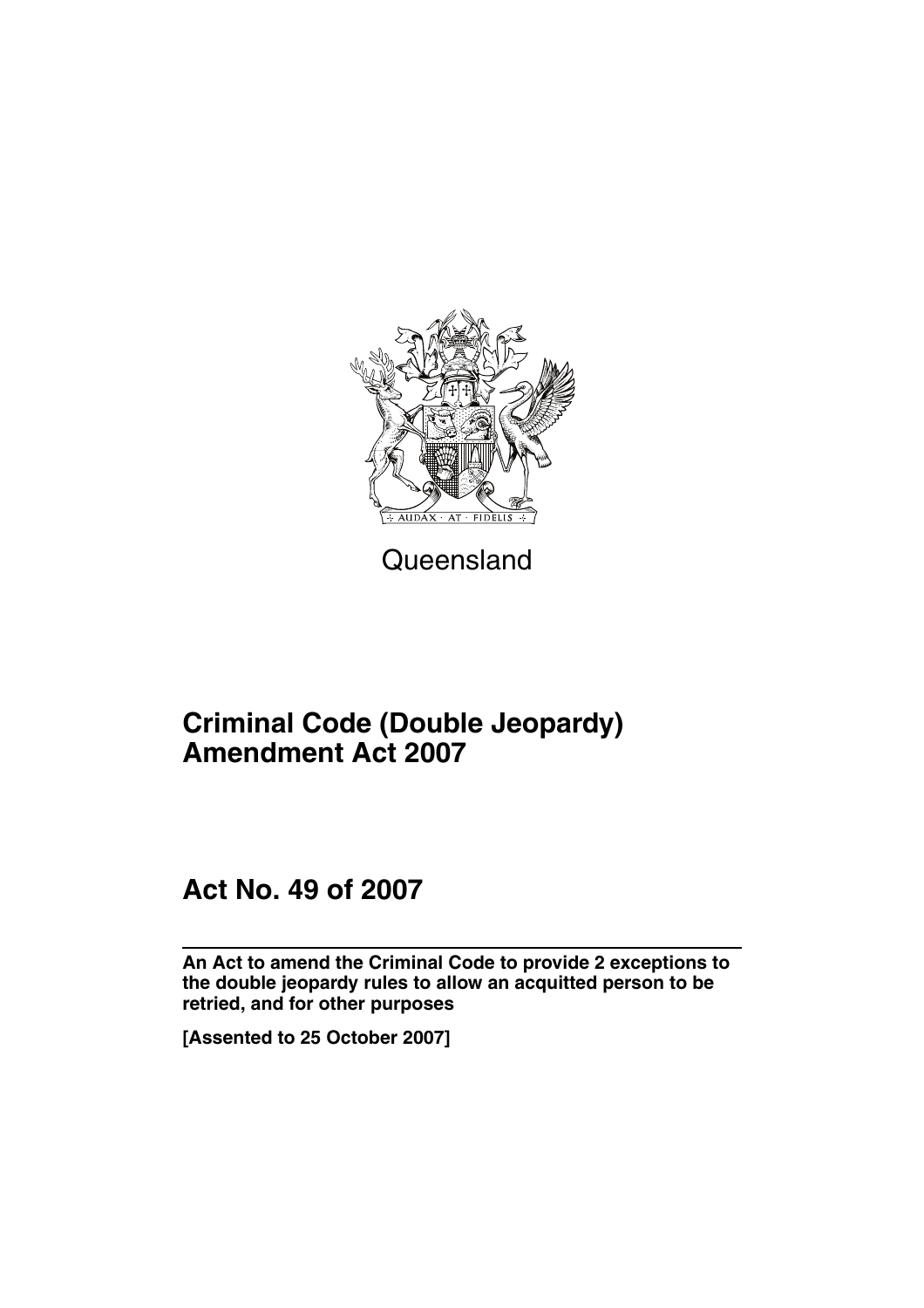Queensland

# Criminal Code (Double Jeopardy) Amendment Act 2007

## Act No. 49 of 2007

**An Act to amend the Criminal Code to provide 2 exceptions to the double jeopardy rules to allow an acquitted person to be retried, and for other purposes**

**[Assented to 25 October 2007]**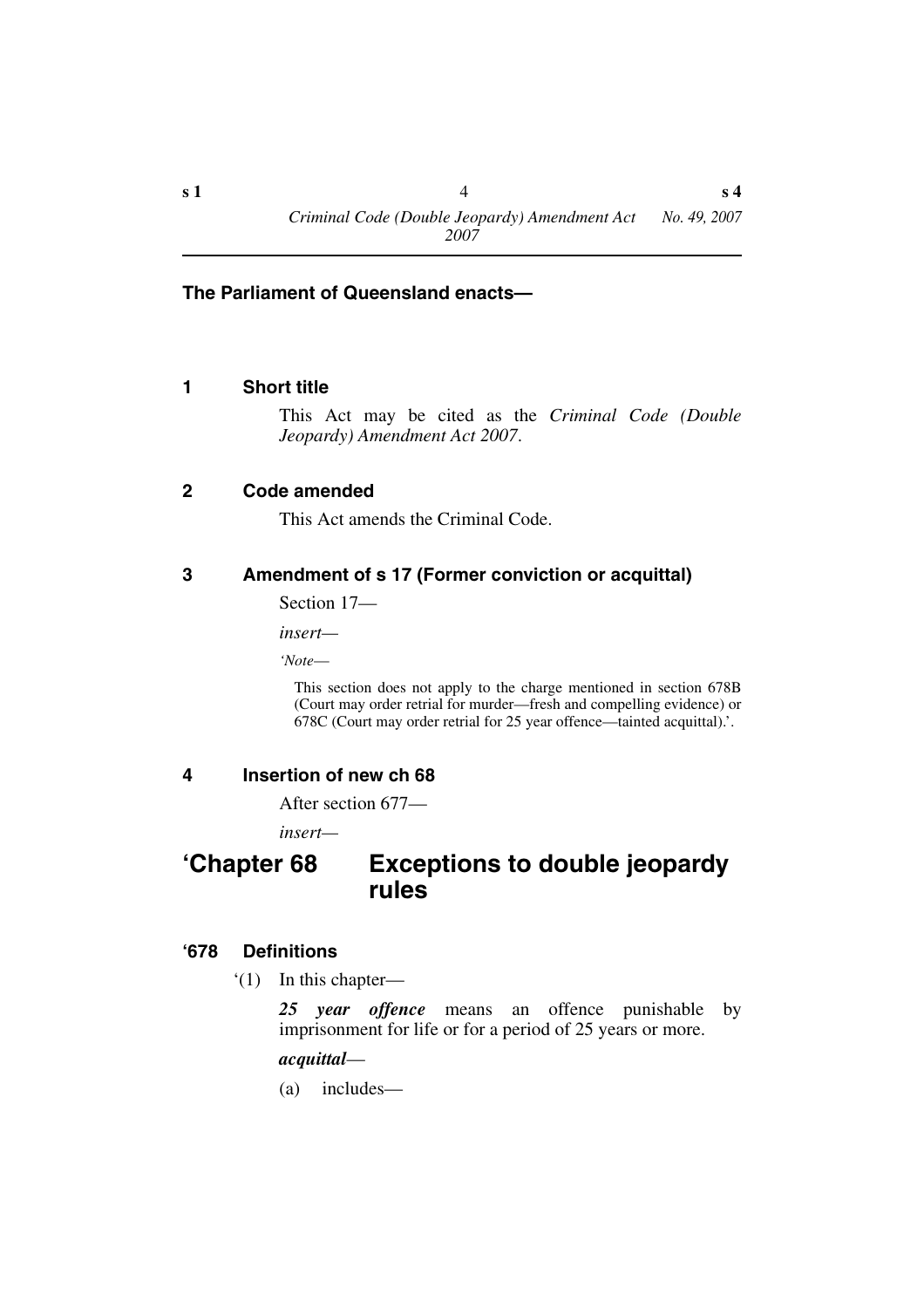**The Parliament of Queensland enacts—**

## 1 Short title

This Act may be cited as the *Criminal Code (Double Jeopardy) Amendment Act 2007*.

## 2 Code amended

This Act amends the Criminal Code.

## 3 Amendment of s 17 (Former conviction or acquittal)

Section 17—

*insert*—

'*Note*—

This section does not apply to the charge mentioned in section 678B (Court may order retrial for murder—fresh and compelling evidence) or 678C (Court may order retrial for 25 year offence—tainted acquittal).'.

## 4 Insertion of new ch 68

After section 677—

*insert*—

# 'Chapter 68 Exceptions to double jeopardy rules

### '678 Definitions

'(1) In this chapter—

***25 year offence*** means an offence punishable by imprisonment for life or for a period of 25 years or more.

***acquittal***—

(a) includes—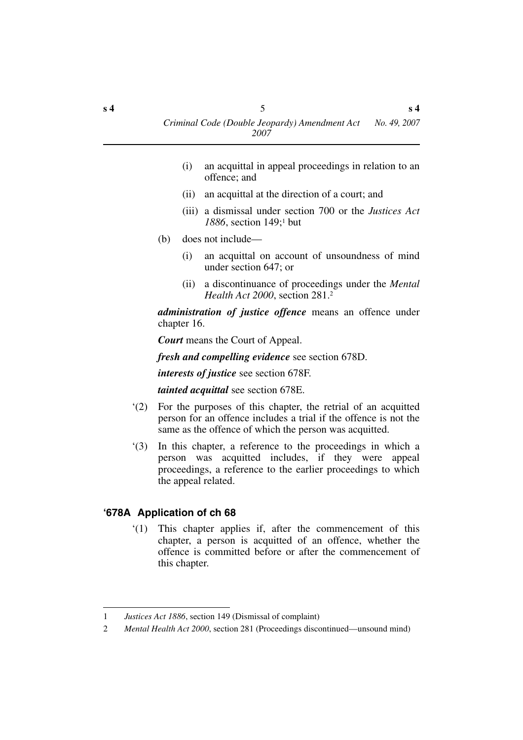(i) an acquittal in appeal proceedings in relation to an offence; and

(ii) an acquittal at the direction of a court; and

(iii) a dismissal under section 700 or the *Justices Act 1886*, section 149;[1] but

(b) does not include—

(i) an acquittal on account of unsoundness of mind under section 647; or

(ii) a discontinuance of proceedings under the *Mental Health Act 2000*, section 281.[2]

***administration of justice offence*** means an offence under chapter 16.

***Court*** means the Court of Appeal.

***fresh and compelling evidence*** see section 678D.

***interests of justice*** see section 678F.

***tainted acquittal*** see section 678E.

'(2) For the purposes of this chapter, the retrial of an acquitted person for an offence includes a trial if the offence is not the same as the offence of which the person was acquitted.

'(3) In this chapter, a reference to the proceedings in which a person was acquitted includes, if they were appeal proceedings, a reference to the earlier proceedings to which the appeal related.

## '678A Application of ch 68

'(1) This chapter applies if, after the commencement of this chapter, a person is acquitted of an offence, whether the offence is committed before or after the commencement of this chapter.

---

1 *Justices Act 1886*, section 149 (Dismissal of complaint)

2 *Mental Health Act 2000*, section 281 (Proceedings discontinued—unsound mind)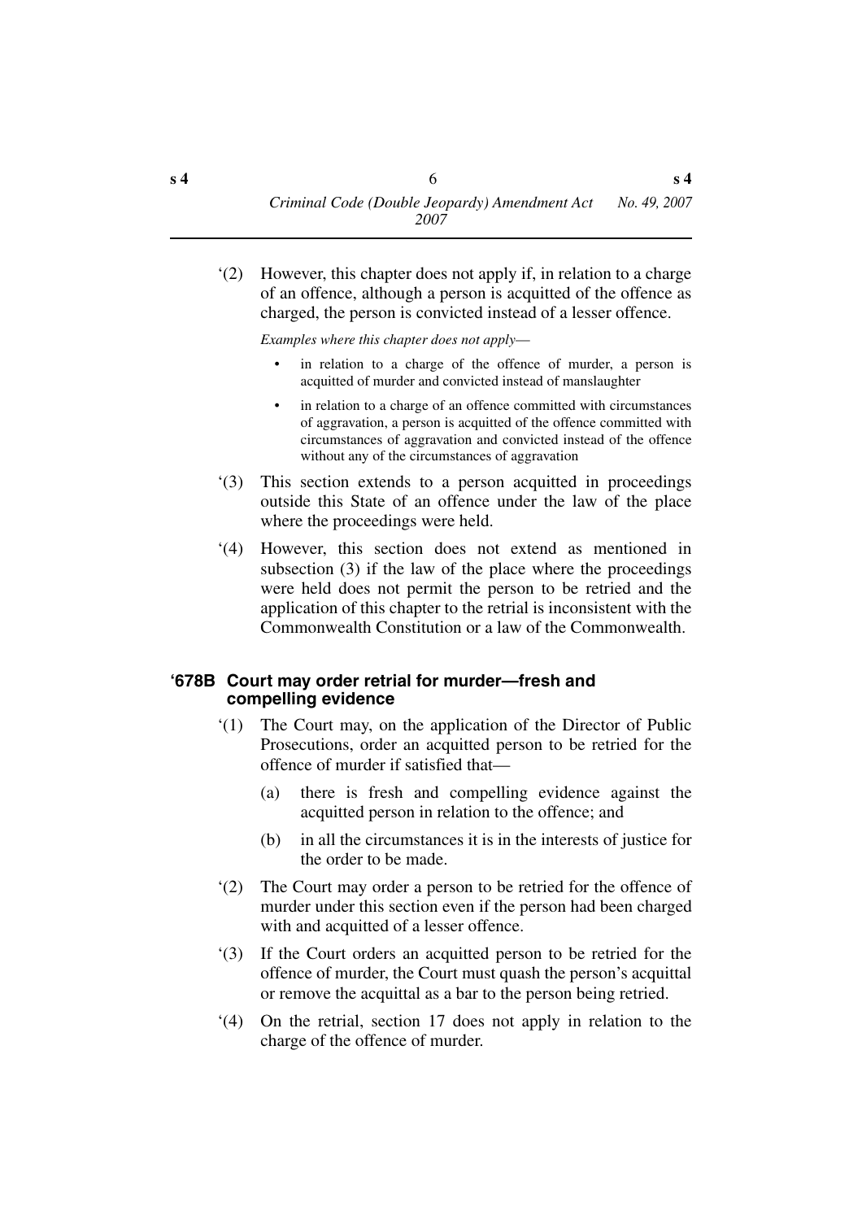‘(2) However, this chapter does not apply if, in relation to a charge of an offence, although a person is acquitted of the offence as charged, the person is convicted instead of a lesser offence.

*Examples where this chapter does not apply*—

- in relation to a charge of the offence of murder, a person is acquitted of murder and convicted instead of manslaughter
- in relation to a charge of an offence committed with circumstances of aggravation, a person is acquitted of the offence committed with circumstances of aggravation and convicted instead of the offence without any of the circumstances of aggravation

‘(3) This section extends to a person acquitted in proceedings outside this State of an offence under the law of the place where the proceedings were held.

‘(4) However, this section does not extend as mentioned in subsection (3) if the law of the place where the proceedings were held does not permit the person to be retried and the application of this chapter to the retrial is inconsistent with the Commonwealth Constitution or a law of the Commonwealth.

### ‘678B Court may order retrial for murder—fresh and compelling evidence

‘(1) The Court may, on the application of the Director of Public Prosecutions, order an acquitted person to be retried for the offence of murder if satisfied that—

(a) there is fresh and compelling evidence against the acquitted person in relation to the offence; and

(b) in all the circumstances it is in the interests of justice for the order to be made.

‘(2) The Court may order a person to be retried for the offence of murder under this section even if the person had been charged with and acquitted of a lesser offence.

‘(3) If the Court orders an acquitted person to be retried for the offence of murder, the Court must quash the person’s acquittal or remove the acquittal as a bar to the person being retried.

‘(4) On the retrial, section 17 does not apply in relation to the charge of the offence of murder.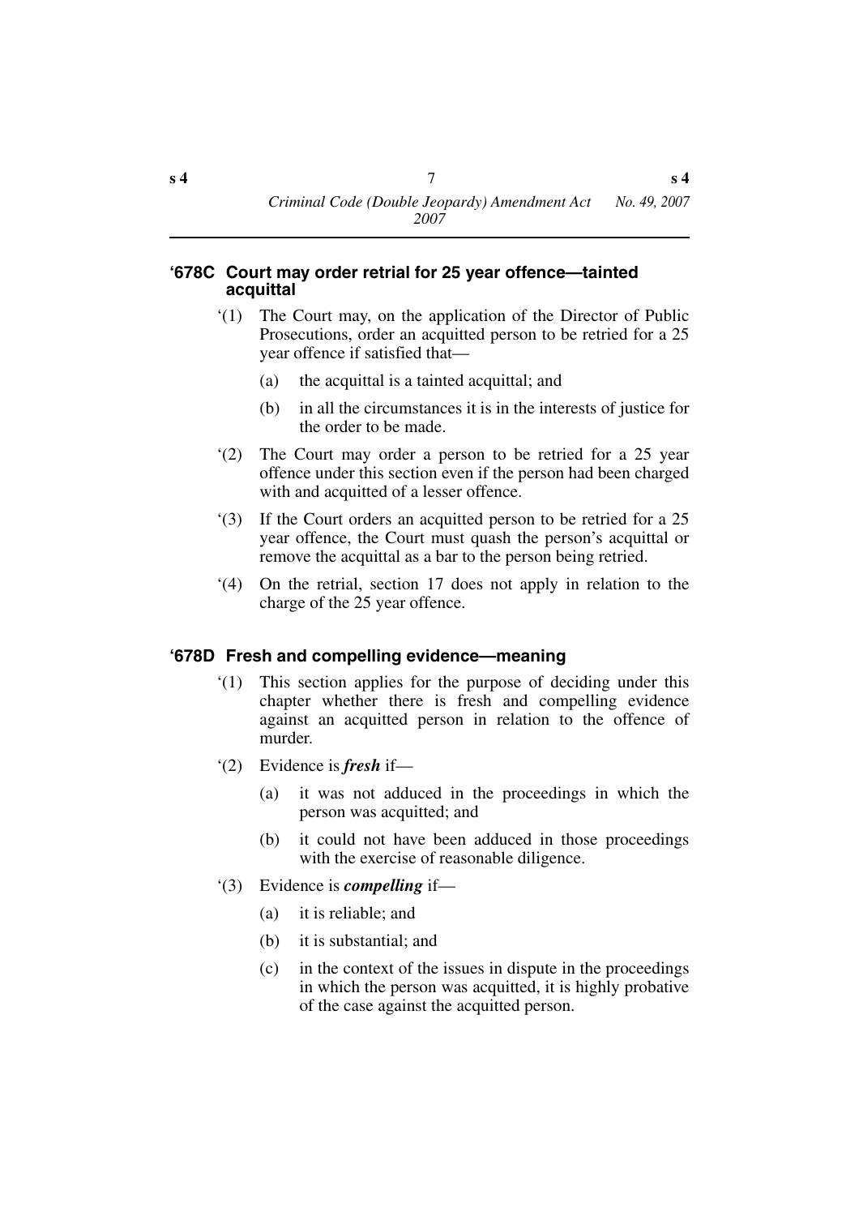### '678C Court may order retrial for 25 year offence—tainted acquittal

'(1) The Court may, on the application of the Director of Public Prosecutions, order an acquitted person to be retried for a 25 year offence if satisfied that—

(a) the acquittal is a tainted acquittal; and

(b) in all the circumstances it is in the interests of justice for the order to be made.

'(2) The Court may order a person to be retried for a 25 year offence under this section even if the person had been charged with and acquitted of a lesser offence.

'(3) If the Court orders an acquitted person to be retried for a 25 year offence, the Court must quash the person's acquittal or remove the acquittal as a bar to the person being retried.

'(4) On the retrial, section 17 does not apply in relation to the charge of the 25 year offence.

### '678D Fresh and compelling evidence—meaning

'(1) This section applies for the purpose of deciding under this chapter whether there is fresh and compelling evidence against an acquitted person in relation to the offence of murder.

'(2) Evidence is ***fresh*** if—

(a) it was not adduced in the proceedings in which the person was acquitted; and

(b) it could not have been adduced in those proceedings with the exercise of reasonable diligence.

'(3) Evidence is ***compelling*** if—

(a) it is reliable; and

(b) it is substantial; and

(c) in the context of the issues in dispute in the proceedings in which the person was acquitted, it is highly probative of the case against the acquitted person.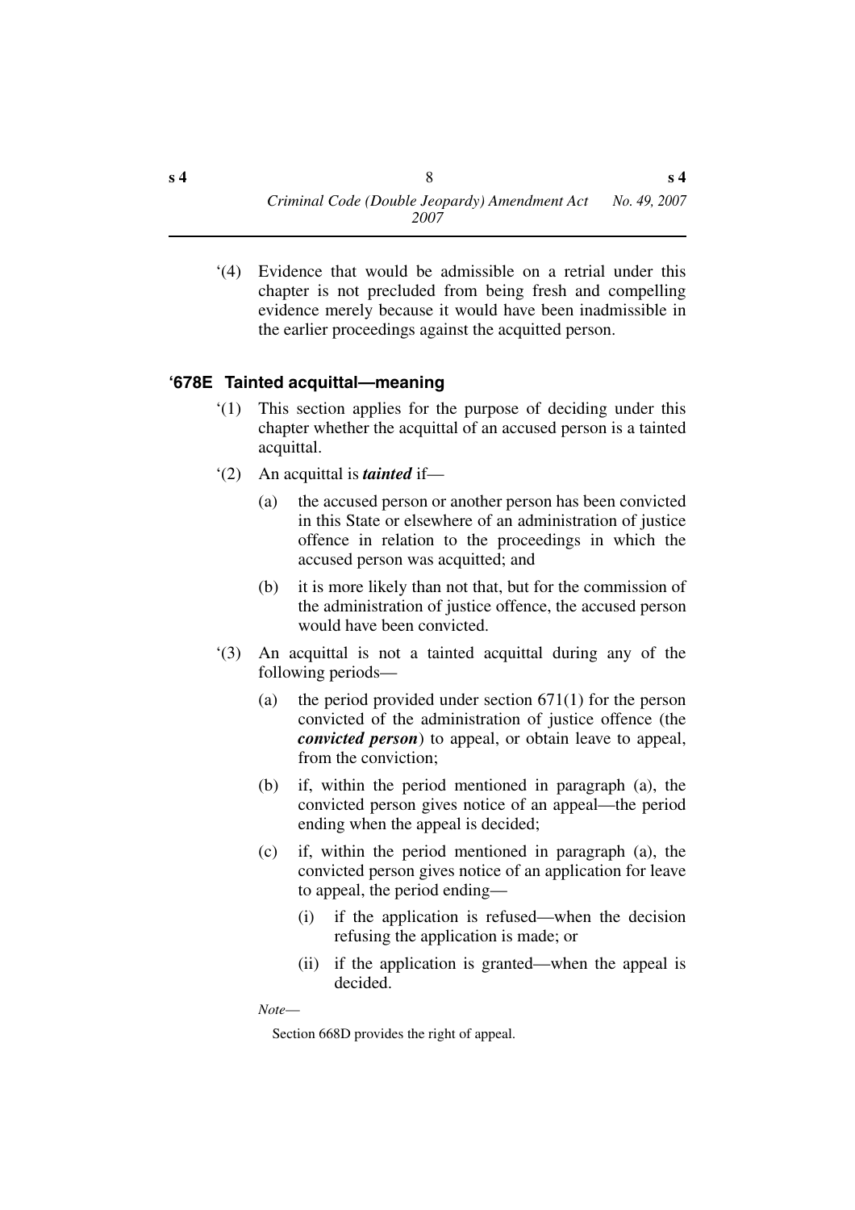'(4) Evidence that would be admissible on a retrial under this chapter is not precluded from being fresh and compelling evidence merely because it would have been inadmissible in the earlier proceedings against the acquitted person.

### '678E Tainted acquittal—meaning

'(1) This section applies for the purpose of deciding under this chapter whether the acquittal of an accused person is a tainted acquittal.

'(2) An acquittal is ***tainted*** if—

(a) the accused person or another person has been convicted in this State or elsewhere of an administration of justice offence in relation to the proceedings in which the accused person was acquitted; and

(b) it is more likely than not that, but for the commission of the administration of justice offence, the accused person would have been convicted.

'(3) An acquittal is not a tainted acquittal during any of the following periods—

(a) the period provided under section 671(1) for the person convicted of the administration of justice offence (the ***convicted person***) to appeal, or obtain leave to appeal, from the conviction;

(b) if, within the period mentioned in paragraph (a), the convicted person gives notice of an appeal—the period ending when the appeal is decided;

(c) if, within the period mentioned in paragraph (a), the convicted person gives notice of an application for leave to appeal, the period ending—

(i) if the application is refused—when the decision refusing the application is made; or

(ii) if the application is granted—when the appeal is decided.

*Note*—

Section 668D provides the right of appeal.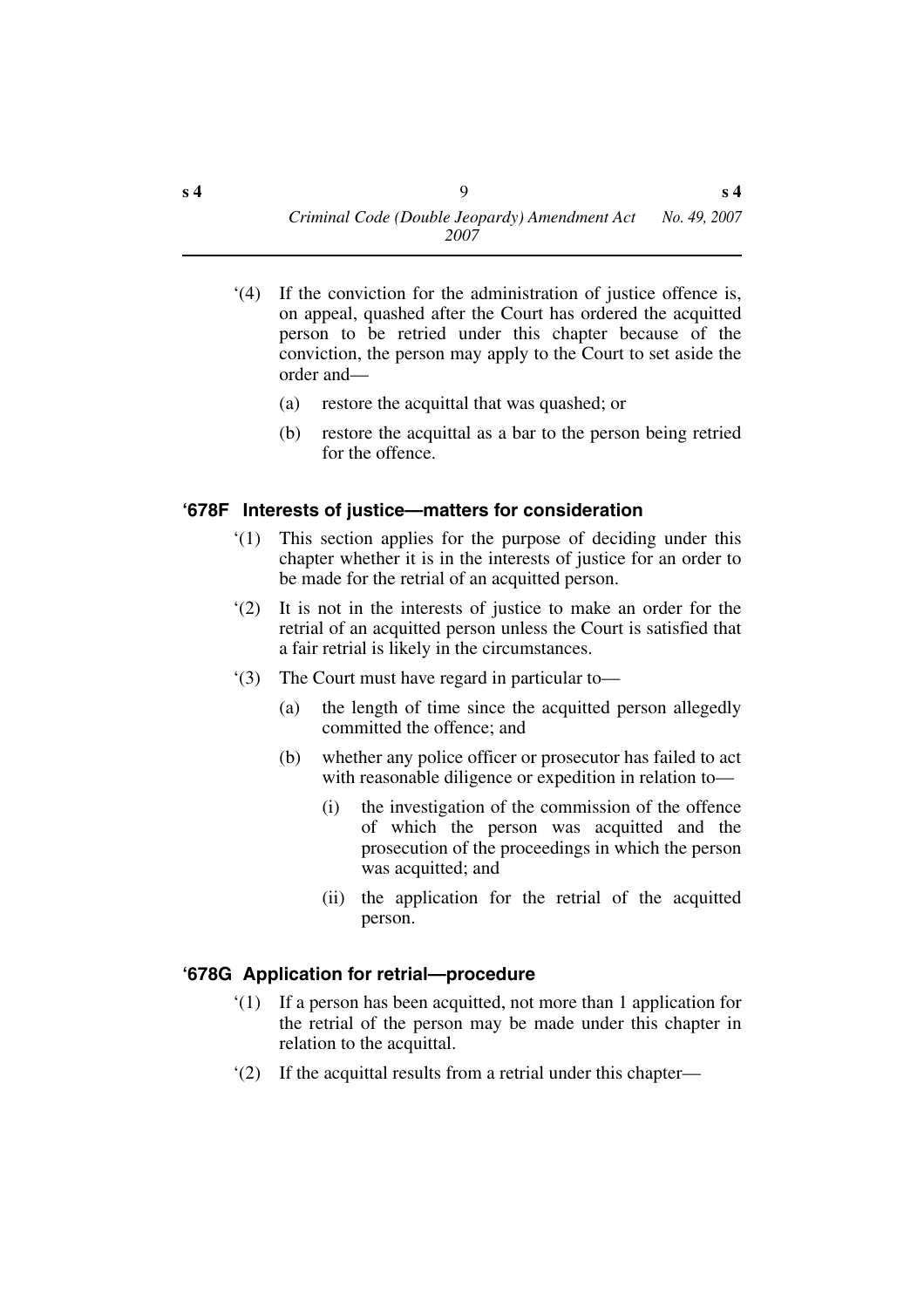‘(4) If the conviction for the administration of justice offence is, on appeal, quashed after the Court has ordered the acquitted person to be retried under this chapter because of the conviction, the person may apply to the Court to set aside the order and—

(a) restore the acquittal that was quashed; or

(b) restore the acquittal as a bar to the person being retried for the offence.

### ‘678F Interests of justice—matters for consideration

‘(1) This section applies for the purpose of deciding under this chapter whether it is in the interests of justice for an order to be made for the retrial of an acquitted person.

‘(2) It is not in the interests of justice to make an order for the retrial of an acquitted person unless the Court is satisfied that a fair retrial is likely in the circumstances.

‘(3) The Court must have regard in particular to—

(a) the length of time since the acquitted person allegedly committed the offence; and

(b) whether any police officer or prosecutor has failed to act with reasonable diligence or expedition in relation to—

(i) the investigation of the commission of the offence of which the person was acquitted and the prosecution of the proceedings in which the person was acquitted; and

(ii) the application for the retrial of the acquitted person.

### ‘678G Application for retrial—procedure

‘(1) If a person has been acquitted, not more than 1 application for the retrial of the person may be made under this chapter in relation to the acquittal.

‘(2) If the acquittal results from a retrial under this chapter—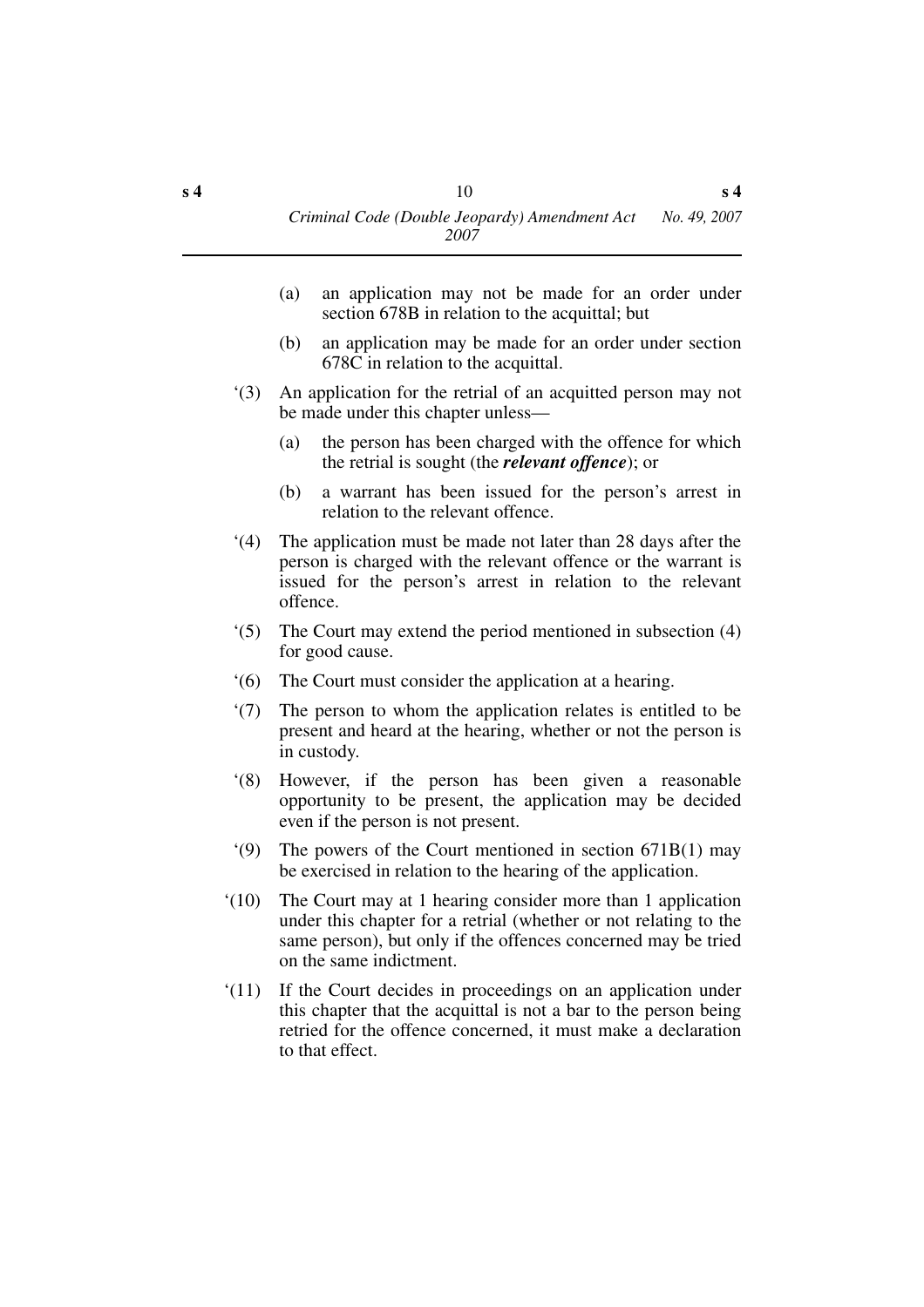(a) an application may not be made for an order under section 678B in relation to the acquittal; but

(b) an application may be made for an order under section 678C in relation to the acquittal.

‘(3) An application for the retrial of an acquitted person may not be made under this chapter unless—

(a) the person has been charged with the offence for which the retrial is sought (the ***relevant offence***); or

(b) a warrant has been issued for the person’s arrest in relation to the relevant offence.

‘(4) The application must be made not later than 28 days after the person is charged with the relevant offence or the warrant is issued for the person’s arrest in relation to the relevant offence.

‘(5) The Court may extend the period mentioned in subsection (4) for good cause.

‘(6) The Court must consider the application at a hearing.

‘(7) The person to whom the application relates is entitled to be present and heard at the hearing, whether or not the person is in custody.

‘(8) However, if the person has been given a reasonable opportunity to be present, the application may be decided even if the person is not present.

‘(9) The powers of the Court mentioned in section 671B(1) may be exercised in relation to the hearing of the application.

‘(10) The Court may at 1 hearing consider more than 1 application under this chapter for a retrial (whether or not relating to the same person), but only if the offences concerned may be tried on the same indictment.

‘(11) If the Court decides in proceedings on an application under this chapter that the acquittal is not a bar to the person being retried for the offence concerned, it must make a declaration to that effect.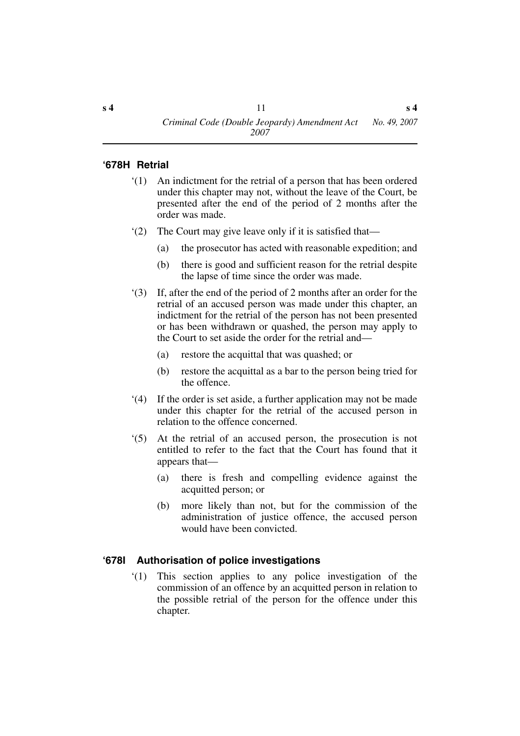### ‘678H Retrial

‘(1) An indictment for the retrial of a person that has been ordered under this chapter may not, without the leave of the Court, be presented after the end of the period of 2 months after the order was made.

‘(2) The Court may give leave only if it is satisfied that—

(a) the prosecutor has acted with reasonable expedition; and

(b) there is good and sufficient reason for the retrial despite the lapse of time since the order was made.

‘(3) If, after the end of the period of 2 months after an order for the retrial of an accused person was made under this chapter, an indictment for the retrial of the person has not been presented or has been withdrawn or quashed, the person may apply to the Court to set aside the order for the retrial and—

(a) restore the acquittal that was quashed; or

(b) restore the acquittal as a bar to the person being tried for the offence.

‘(4) If the order is set aside, a further application may not be made under this chapter for the retrial of the accused person in relation to the offence concerned.

‘(5) At the retrial of an accused person, the prosecution is not entitled to refer to the fact that the Court has found that it appears that—

(a) there is fresh and compelling evidence against the acquitted person; or

(b) more likely than not, but for the commission of the administration of justice offence, the accused person would have been convicted.

### ‘678I Authorisation of police investigations

‘(1) This section applies to any police investigation of the commission of an offence by an acquitted person in relation to the possible retrial of the person for the offence under this chapter.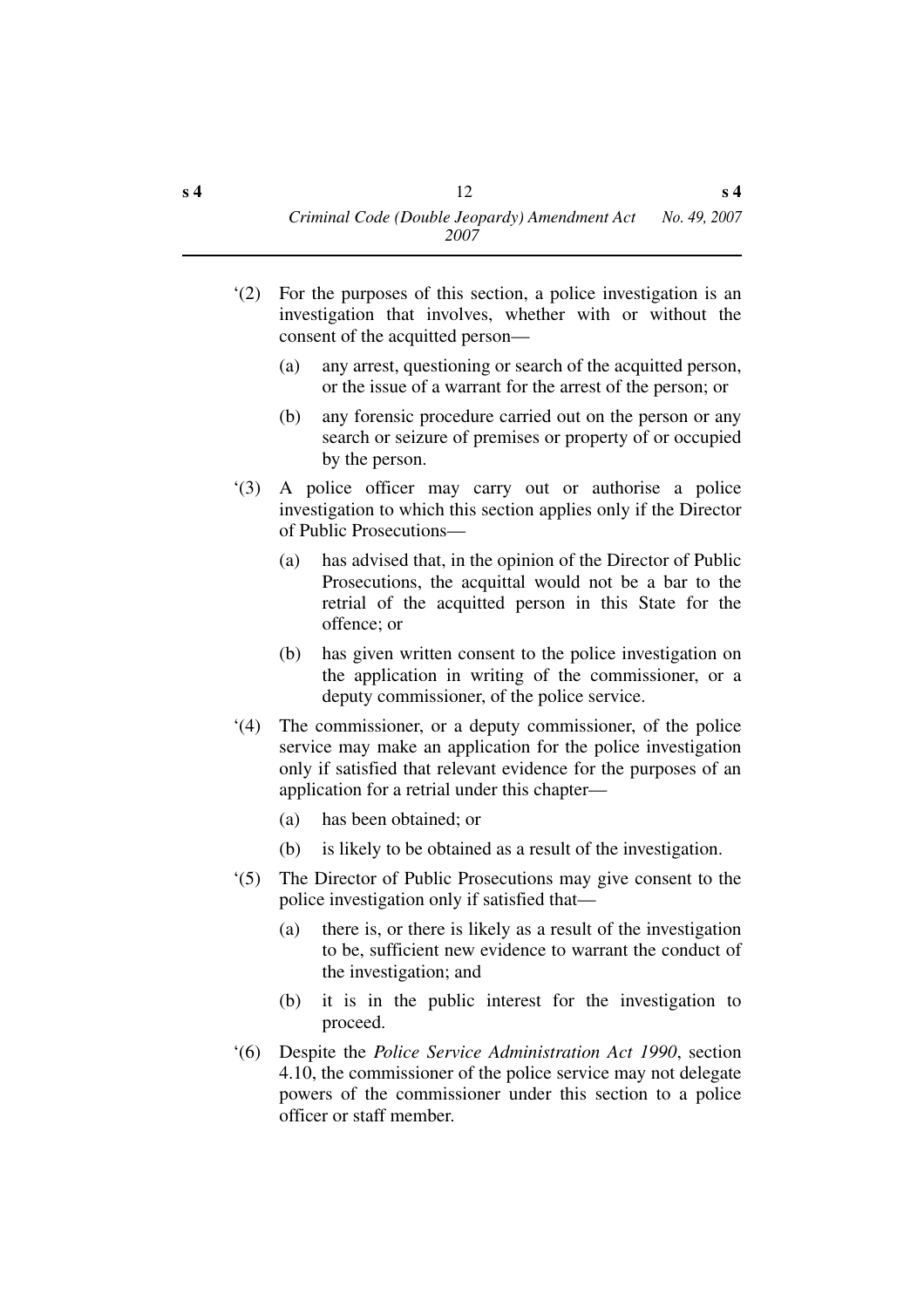‘(2) For the purposes of this section, a police investigation is an investigation that involves, whether with or without the consent of the acquitted person—

(a) any arrest, questioning or search of the acquitted person, or the issue of a warrant for the arrest of the person; or

(b) any forensic procedure carried out on the person or any search or seizure of premises or property of or occupied by the person.

‘(3) A police officer may carry out or authorise a police investigation to which this section applies only if the Director of Public Prosecutions—

(a) has advised that, in the opinion of the Director of Public Prosecutions, the acquittal would not be a bar to the retrial of the acquitted person in this State for the offence; or

(b) has given written consent to the police investigation on the application in writing of the commissioner, or a deputy commissioner, of the police service.

‘(4) The commissioner, or a deputy commissioner, of the police service may make an application for the police investigation only if satisfied that relevant evidence for the purposes of an application for a retrial under this chapter—

(a) has been obtained; or

(b) is likely to be obtained as a result of the investigation.

‘(5) The Director of Public Prosecutions may give consent to the police investigation only if satisfied that—

(a) there is, or there is likely as a result of the investigation to be, sufficient new evidence to warrant the conduct of the investigation; and

(b) it is in the public interest for the investigation to proceed.

‘(6) Despite the *Police Service Administration Act 1990*, section 4.10, the commissioner of the police service may not delegate powers of the commissioner under this section to a police officer or staff member.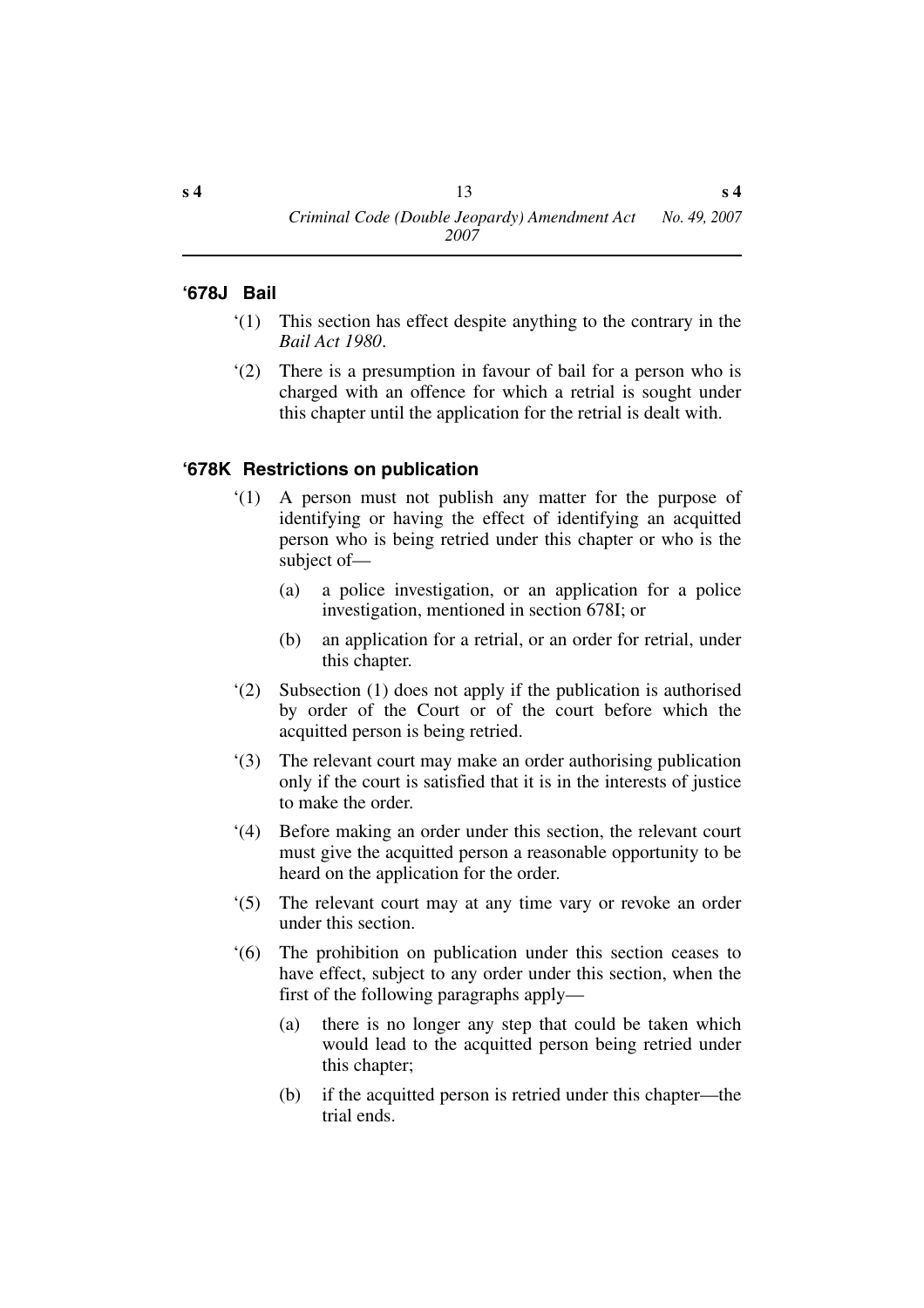### '678J Bail

'(1) This section has effect despite anything to the contrary in the *Bail Act 1980*.

'(2) There is a presumption in favour of bail for a person who is charged with an offence for which a retrial is sought under this chapter until the application for the retrial is dealt with.

### '678K Restrictions on publication

'(1) A person must not publish any matter for the purpose of identifying or having the effect of identifying an acquitted person who is being retried under this chapter or who is the subject of—

(a) a police investigation, or an application for a police investigation, mentioned in section 678I; or

(b) an application for a retrial, or an order for retrial, under this chapter.

'(2) Subsection (1) does not apply if the publication is authorised by order of the Court or of the court before which the acquitted person is being retried.

'(3) The relevant court may make an order authorising publication only if the court is satisfied that it is in the interests of justice to make the order.

'(4) Before making an order under this section, the relevant court must give the acquitted person a reasonable opportunity to be heard on the application for the order.

'(5) The relevant court may at any time vary or revoke an order under this section.

'(6) The prohibition on publication under this section ceases to have effect, subject to any order under this section, when the first of the following paragraphs apply—

(a) there is no longer any step that could be taken which would lead to the acquitted person being retried under this chapter;

(b) if the acquitted person is retried under this chapter—the trial ends.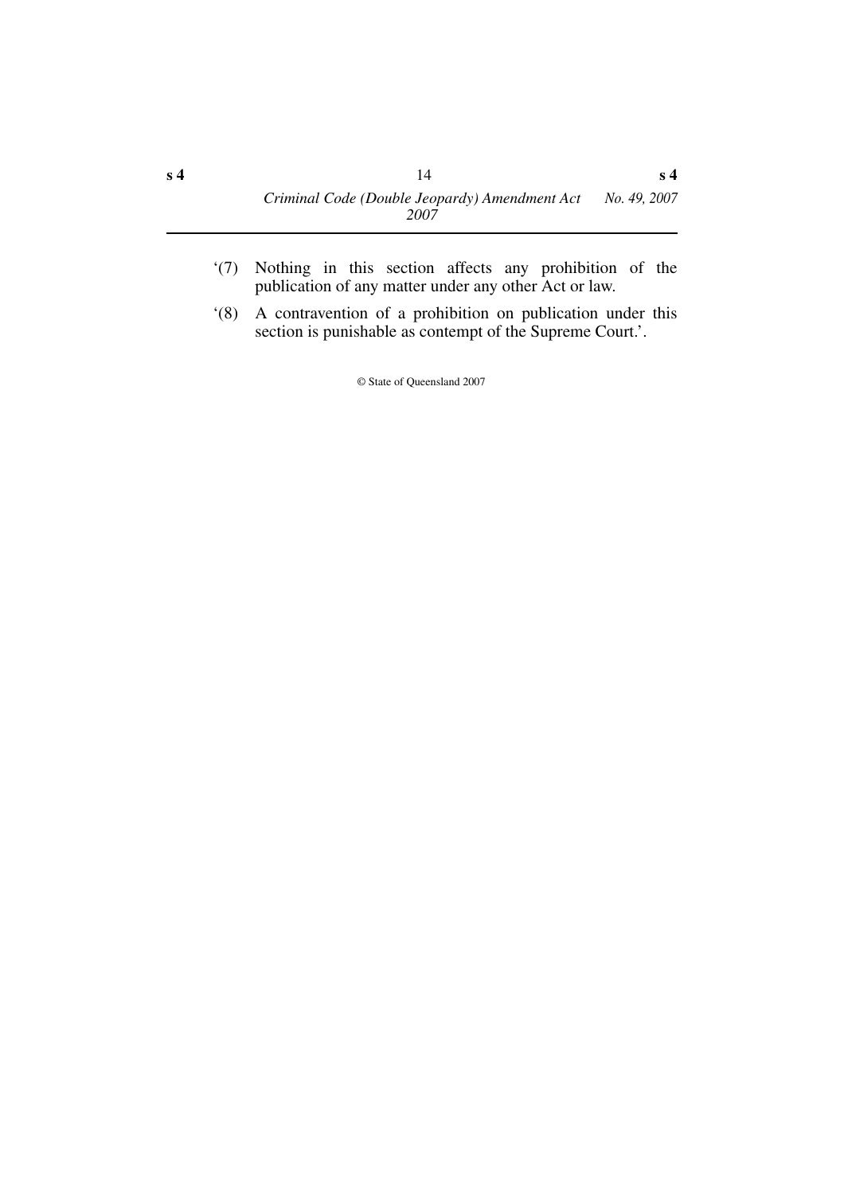‘(7) Nothing in this section affects any prohibition of the publication of any matter under any other Act or law.

‘(8) A contravention of a prohibition on publication under this section is punishable as contempt of the Supreme Court.’.

© State of Queensland 2007